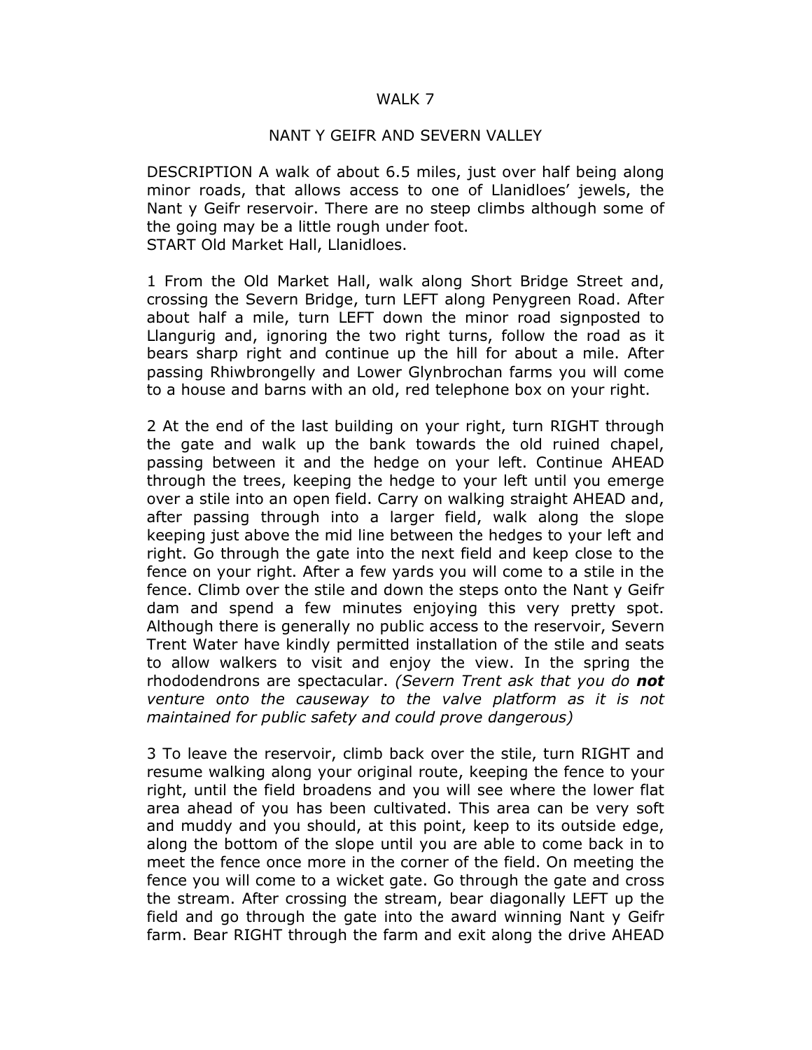# WALK 7

## NANT Y GEIFR AND SEVERN VALLEY

DESCRIPTION A walk of about 6.5 miles, just over half being along minor roads, that allows access to one of Llanidloes' jewels, the Nant y Geifr reservoir. There are no steep climbs although some of the going may be a little rough under foot.
START Old Market Hall, Llanidloes.

1 From the Old Market Hall, walk along Short Bridge Street and, crossing the Severn Bridge, turn LEFT along Penygreen Road. After about half a mile, turn LEFT down the minor road signposted to Llangurig and, ignoring the two right turns, follow the road as it bears sharp right and continue up the hill for about a mile. After passing Rhiwbrongelly and Lower Glynbrochan farms you will come to a house and barns with an old, red telephone box on your right.

2 At the end of the last building on your right, turn RIGHT through the gate and walk up the bank towards the old ruined chapel, passing between it and the hedge on your left. Continue AHEAD through the trees, keeping the hedge to your left until you emerge over a stile into an open field. Carry on walking straight AHEAD and, after passing through into a larger field, walk along the slope keeping just above the mid line between the hedges to your left and right. Go through the gate into the next field and keep close to the fence on your right. After a few yards you will come to a stile in the fence. Climb over the stile and down the steps onto the Nant y Geifr dam and spend a few minutes enjoying this very pretty spot. Although there is generally no public access to the reservoir, Severn Trent Water have kindly permitted installation of the stile and seats to allow walkers to visit and enjoy the view. In the spring the rhododendrons are spectacular. *(Severn Trent ask that you do **not** venture onto the causeway to the valve platform as it is not maintained for public safety and could prove dangerous)*

3 To leave the reservoir, climb back over the stile, turn RIGHT and resume walking along your original route, keeping the fence to your right, until the field broadens and you will see where the lower flat area ahead of you has been cultivated. This area can be very soft and muddy and you should, at this point, keep to its outside edge, along the bottom of the slope until you are able to come back in to meet the fence once more in the corner of the field. On meeting the fence you will come to a wicket gate. Go through the gate and cross the stream. After crossing the stream, bear diagonally LEFT up the field and go through the gate into the award winning Nant y Geifr farm. Bear RIGHT through the farm and exit along the drive AHEAD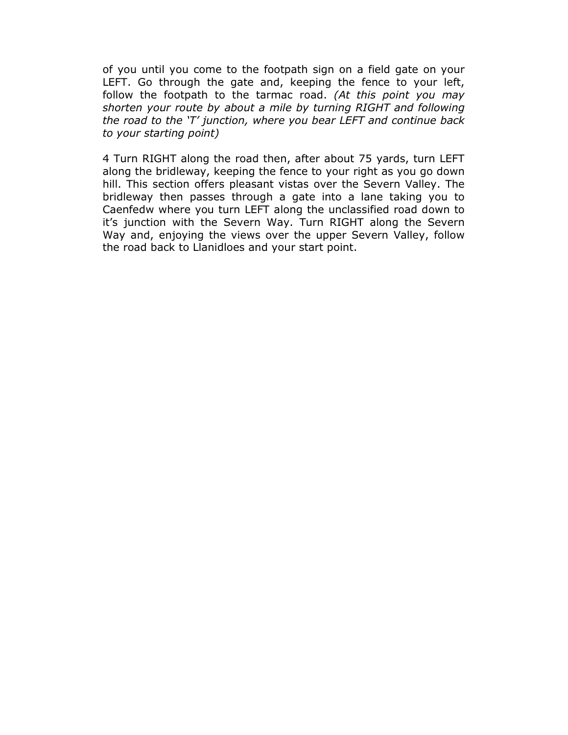of you until you come to the footpath sign on a field gate on your LEFT. Go through the gate and, keeping the fence to your left, follow the footpath to the tarmac road. *(At this point you may shorten your route by about a mile by turning RIGHT and following the road to the 'T' junction, where you bear LEFT and continue back to your starting point)*

4 Turn RIGHT along the road then, after about 75 yards, turn LEFT along the bridleway, keeping the fence to your right as you go down hill. This section offers pleasant vistas over the Severn Valley. The bridleway then passes through a gate into a lane taking you to Caenfedw where you turn LEFT along the unclassified road down to it's junction with the Severn Way. Turn RIGHT along the Severn Way and, enjoying the views over the upper Severn Valley, follow the road back to Llanidloes and your start point.